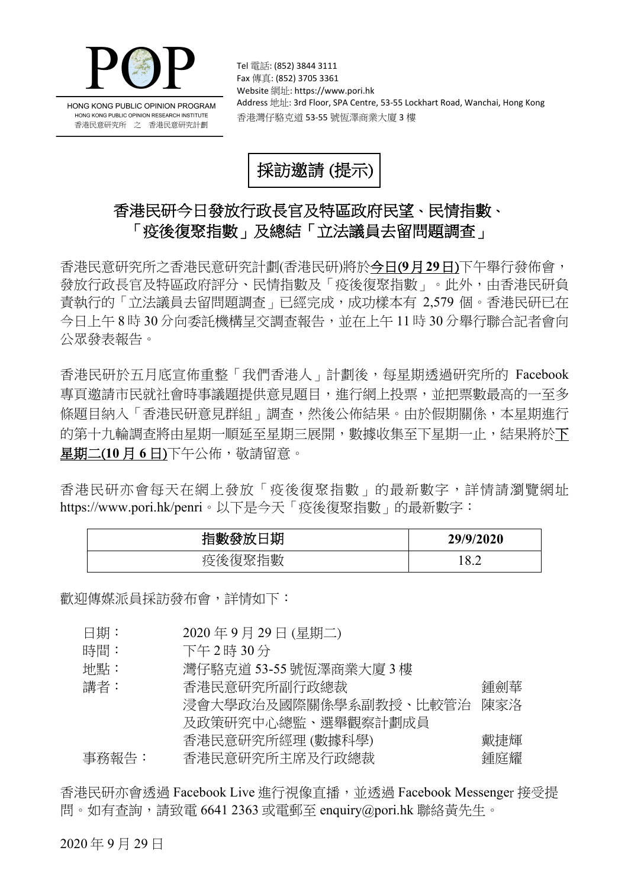**POP**

HONG KONG PUBLIC OPINION PROGRAM
HONG KONG PUBLIC OPINION RESEARCH INSTITUTE
香港民意研究所 之 香港民意研究計劃

Tel 電話: (852) 3844 3111
Fax 傳真: (852) 3705 3361
Website 網址: https://www.pori.hk
Address 地址: 3rd Floor, SPA Centre, 53-55 Lockhart Road, Wanchai, Hong Kong
香港灣仔駱克道 53-55 號恆澤商業大廈 3 樓

## 採訪邀請 (提示)

# 香港民研今日發放行政長官及特區政府民望、民情指數、「疫後復聚指數」及總結「立法議員去留問題調查」

香港民意研究所之香港民意研究計劃(香港民研)將於<u>今日**(9月29日)**</u>下午舉行發佈會，發放行政長官及特區政府評分、民情指數及「疫後復聚指數」。此外，由香港民研負責執行的「立法議員去留問題調查」已經完成，成功樣本有 2,579 個。香港民研已在今日上午 8 時 30 分向委託機構呈交調查報告，並在上午 11 時 30 分舉行聯合記者會向公眾發表報告。

香港民研於五月底宣佈重整「我們香港人」計劃後，每星期透過研究所的 Facebook 專頁邀請市民就社會時事議題提供意見題目，進行網上投票，並把票數最高的一至多條題目納入「香港民研意見群組」調查，然後公佈結果。由於假期關係，本星期進行的第十九輪調查將由星期一順延至星期三展開，數據收集至下星期一止，結果將於<u>**下星期二(10 月 6 日)**</u>下午公佈，敬請留意。

香港民研亦會每天在網上發放「疫後復聚指數」的最新數字，詳情請瀏覽網址 https://www.pori.hk/penri。以下是今天「疫後復聚指數」的最新數字：

| 指數發放日期 | 29/9/2020 |
|---|---|
| 疫後復聚指數 | 18.2 |

歡迎傳媒派員採訪發布會，詳情如下：

| | | |
|---|---|---|
| 日期： | 2020 年 9 月 29 日 (星期二) | |
| 時間： | 下午 2 時 30 分 | |
| 地點： | 灣仔駱克道 53-55 號恆澤商業大廈 3 樓 | |
| 講者： | 香港民意研究所副行政總裁 | 鍾劍華 |
| | 浸會大學政治及國際關係學系副教授、比較管治及政策研究中心總監、選舉觀察計劃成員 | 陳家洛 |
| | 香港民意研究所經理 (數據科學) | 戴捷輝 |
| 事務報告： | 香港民意研究所主席及行政總裁 | 鍾庭耀 |

香港民研亦會透過 Facebook Live 進行視像直播，並透過 Facebook Messenger 接受提問。如有查詢，請致電 6641 2363 或電郵至 enquiry@pori.hk 聯絡黃先生。

2020 年 9 月 29 日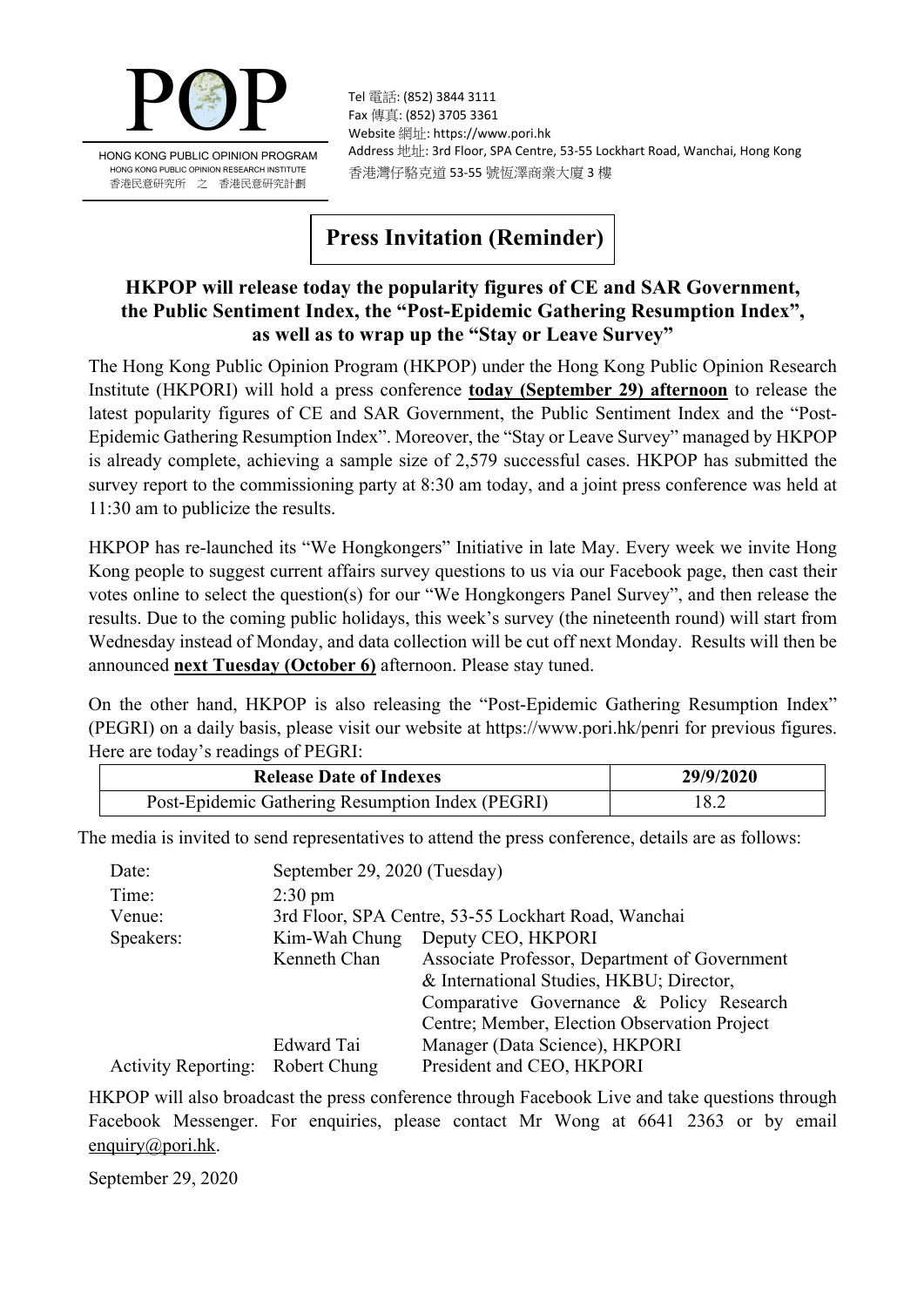POP

HONG KONG PUBLIC OPINION PROGRAM
HONG KONG PUBLIC OPINION RESEARCH INSTITUTE
香港民意研究所 之 香港民意研究計劃

Tel 電話: (852) 3844 3111
Fax 傳真: (852) 3705 3361
Website 網址: https://www.pori.hk
Address 地址: 3rd Floor, SPA Centre, 53-55 Lockhart Road, Wanchai, Hong Kong
香港灣仔駱克道 53-55 號恆澤商業大廈 3 樓

# Press Invitation (Reminder)

## HKPOP will release today the popularity figures of CE and SAR Government, the Public Sentiment Index, the "Post-Epidemic Gathering Resumption Index", as well as to wrap up the "Stay or Leave Survey"

The Hong Kong Public Opinion Program (HKPOP) under the Hong Kong Public Opinion Research Institute (HKPORI) will hold a press conference **today (September 29) afternoon** to release the latest popularity figures of CE and SAR Government, the Public Sentiment Index and the "Post-Epidemic Gathering Resumption Index". Moreover, the "Stay or Leave Survey" managed by HKPOP is already complete, achieving a sample size of 2,579 successful cases. HKPOP has submitted the survey report to the commissioning party at 8:30 am today, and a joint press conference was held at 11:30 am to publicize the results.

HKPOP has re-launched its "We Hongkongers" Initiative in late May. Every week we invite Hong Kong people to suggest current affairs survey questions to us via our Facebook page, then cast their votes online to select the question(s) for our "We Hongkongers Panel Survey", and then release the results. Due to the coming public holidays, this week's survey (the nineteenth round) will start from Wednesday instead of Monday, and data collection will be cut off next Monday. Results will then be announced **next Tuesday (October 6)** afternoon. Please stay tuned.

On the other hand, HKPOP is also releasing the "Post-Epidemic Gathering Resumption Index" (PEGRI) on a daily basis, please visit our website at https://www.pori.hk/penri for previous figures. Here are today's readings of PEGRI:

| Release Date of Indexes | 29/9/2020 |
|---|---|
| Post-Epidemic Gathering Resumption Index (PEGRI) | 18.2 |

The media is invited to send representatives to attend the press conference, details are as follows:

| | | |
|---|---|---|
| Date: | September 29, 2020 (Tuesday) | |
| Time: | 2:30 pm | |
| Venue: | 3rd Floor, SPA Centre, 53-55 Lockhart Road, Wanchai | |
| Speakers: | Kim-Wah Chung | Deputy CEO, HKPORI |
| | Kenneth Chan | Associate Professor, Department of Government & International Studies, HKBU; Director, Comparative Governance & Policy Research Centre; Member, Election Observation Project |
| | Edward Tai | Manager (Data Science), HKPORI |
| Activity Reporting: | Robert Chung | President and CEO, HKPORI |

HKPOP will also broadcast the press conference through Facebook Live and take questions through Facebook Messenger. For enquiries, please contact Mr Wong at 6641 2363 or by email enquiry@pori.hk.

September 29, 2020